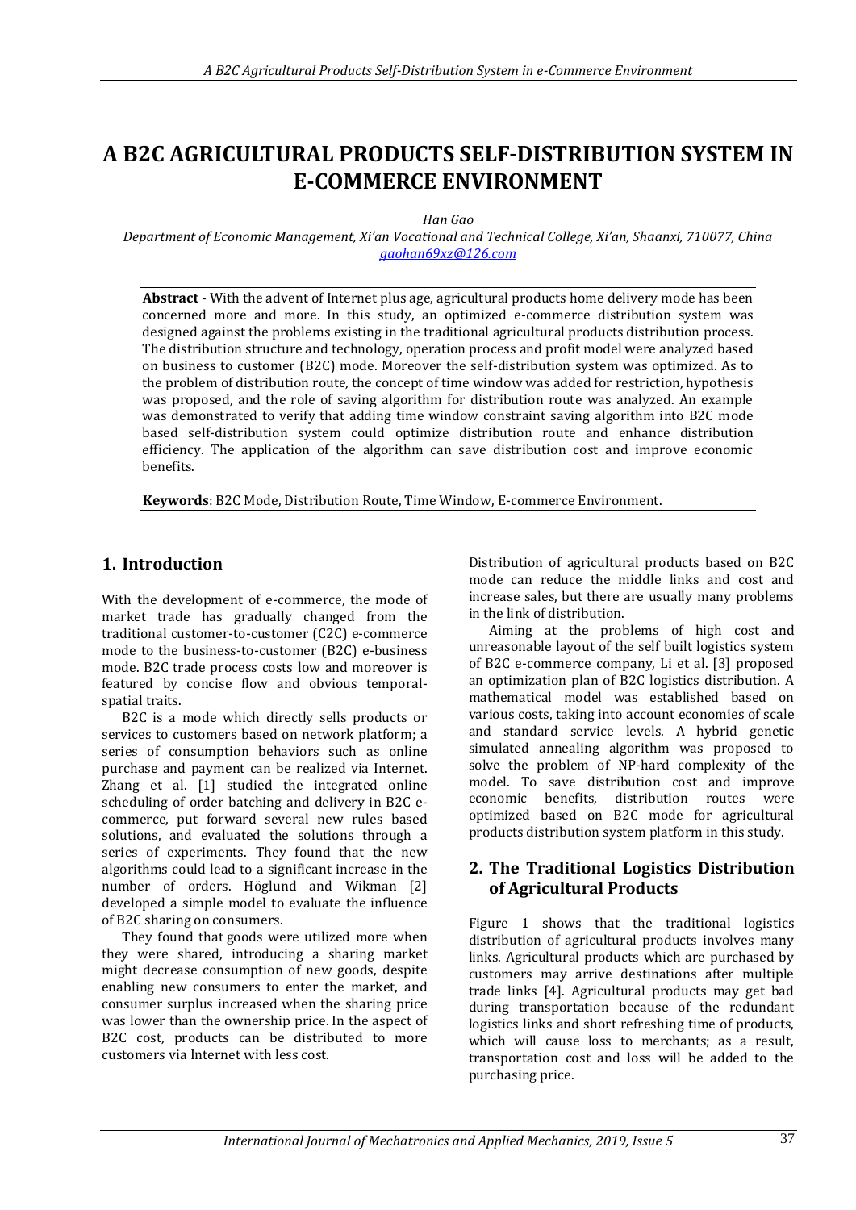# A B2C AGRICULTURAL PRODUCTS SELF-DISTRIBUTION SYSTEM IN E-COMMERCE ENVIRONMENT

*Han Gao*

*Department of Economic Management, Xi'an Vocational and Technical College, Xi'an, Shaanxi, 710077, China*
*gaohan69xz@126.com*

**Abstract** - With the advent of Internet plus age, agricultural products home delivery mode has been concerned more and more. In this study, an optimized e-commerce distribution system was designed against the problems existing in the traditional agricultural products distribution process. The distribution structure and technology, operation process and profit model were analyzed based on business to customer (B2C) mode. Moreover the self-distribution system was optimized. As to the problem of distribution route, the concept of time window was added for restriction, hypothesis was proposed, and the role of saving algorithm for distribution route was analyzed. An example was demonstrated to verify that adding time window constraint saving algorithm into B2C mode based self-distribution system could optimize distribution route and enhance distribution efficiency. The application of the algorithm can save distribution cost and improve economic benefits.

**Keywords**: B2C Mode, Distribution Route, Time Window, E-commerce Environment.

## 1. Introduction

With the development of e-commerce, the mode of market trade has gradually changed from the traditional customer-to-customer (C2C) e-commerce mode to the business-to-customer (B2C) e-business mode. B2C trade process costs low and moreover is featured by concise flow and obvious temporal-spatial traits.

B2C is a mode which directly sells products or services to customers based on network platform; a series of consumption behaviors such as online purchase and payment can be realized via Internet. Zhang et al. [1] studied the integrated online scheduling of order batching and delivery in B2C e-commerce, put forward several new rules based solutions, and evaluated the solutions through a series of experiments. They found that the new algorithms could lead to a significant increase in the number of orders. Höglund and Wikman [2] developed a simple model to evaluate the influence of B2C sharing on consumers.

They found that goods were utilized more when they were shared, introducing a sharing market might decrease consumption of new goods, despite enabling new consumers to enter the market, and consumer surplus increased when the sharing price was lower than the ownership price. In the aspect of B2C cost, products can be distributed to more customers via Internet with less cost.

Distribution of agricultural products based on B2C mode can reduce the middle links and cost and increase sales, but there are usually many problems in the link of distribution.

Aiming at the problems of high cost and unreasonable layout of the self built logistics system of B2C e-commerce company, Li et al. [3] proposed an optimization plan of B2C logistics distribution. A mathematical model was established based on various costs, taking into account economies of scale and standard service levels. A hybrid genetic simulated annealing algorithm was proposed to solve the problem of NP-hard complexity of the model. To save distribution cost and improve economic benefits, distribution routes were optimized based on B2C mode for agricultural products distribution system platform in this study.

## 2. The Traditional Logistics Distribution of Agricultural Products

Figure 1 shows that the traditional logistics distribution of agricultural products involves many links. Agricultural products which are purchased by customers may arrive destinations after multiple trade links [4]. Agricultural products may get bad during transportation because of the redundant logistics links and short refreshing time of products, which will cause loss to merchants; as a result, transportation cost and loss will be added to the purchasing price.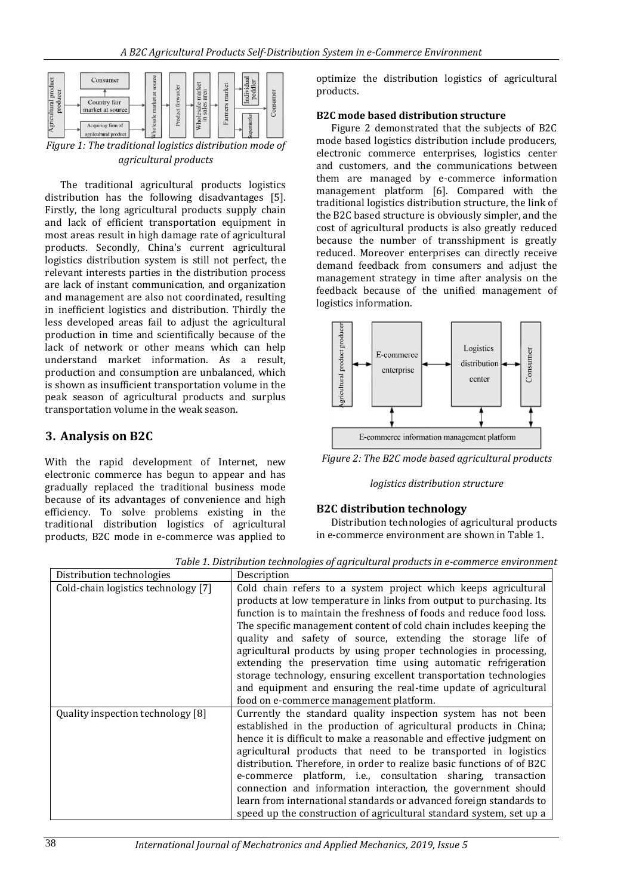*Figure 1: The traditional logistics distribution mode of agricultural products*

The traditional agricultural products logistics distribution has the following disadvantages [5]. Firstly, the long agricultural products supply chain and lack of efficient transportation equipment in most areas result in high damage rate of agricultural products. Secondly, China's current agricultural logistics distribution system is still not perfect, the relevant interests parties in the distribution process are lack of instant communication, and organization and management are also not coordinated, resulting in inefficient logistics and distribution. Thirdly the less developed areas fail to adjust the agricultural production in time and scientifically because of the lack of network or other means which can help understand market information. As a result, production and consumption are unbalanced, which is shown as insufficient transportation volume in the peak season of agricultural products and surplus transportation volume in the weak season.

## 3. Analysis on B2C

With the rapid development of Internet, new electronic commerce has begun to appear and has gradually replaced the traditional business mode because of its advantages of convenience and high efficiency. To solve problems existing in the traditional distribution logistics of agricultural products, B2C mode in e-commerce was applied to optimize the distribution logistics of agricultural products.

**B2C mode based distribution structure**

Figure 2 demonstrated that the subjects of B2C mode based logistics distribution include producers, electronic commerce enterprises, logistics center and customers, and the communications between them are managed by e-commerce information management platform [6]. Compared with the traditional logistics distribution structure, the link of the B2C based structure is obviously simpler, and the cost of agricultural products is also greatly reduced because the number of transshipment is greatly reduced. Moreover enterprises can directly receive demand feedback from consumers and adjust the management strategy in time after analysis on the feedback because of the unified management of logistics information.

*Figure 2: The B2C mode based agricultural products logistics distribution structure*

### B2C distribution technology

Distribution technologies of agricultural products in e-commerce environment are shown in Table 1.

*Table 1. Distribution technologies of agricultural products in e-commerce environment*

| Distribution technologies | Description |
|---|---|
| Cold-chain logistics technology [7] | Cold chain refers to a system project which keeps agricultural products at low temperature in links from output to purchasing. Its function is to maintain the freshness of foods and reduce food loss. The specific management content of cold chain includes keeping the quality and safety of source, extending the storage life of agricultural products by using proper technologies in processing, extending the preservation time using automatic refrigeration storage technology, ensuring excellent transportation technologies and equipment and ensuring the real-time update of agricultural food on e-commerce management platform. |
| Quality inspection technology [8] | Currently the standard quality inspection system has not been established in the production of agricultural products in China; hence it is difficult to make a reasonable and effective judgment on agricultural products that need to be transported in logistics distribution. Therefore, in order to realize basic functions of of B2C e-commerce platform, i.e., consultation sharing, transaction connection and information interaction, the government should learn from international standards or advanced foreign standards to speed up the construction of agricultural standard system, set up a |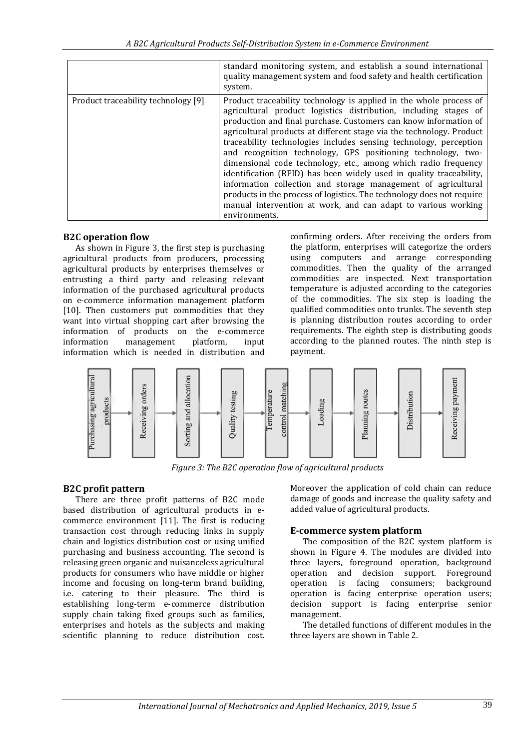| | standard monitoring system, and establish a sound international quality management system and food safety and health certification system. |
|---|---|
| Product traceability technology [9] | Product traceability technology is applied in the whole process of agricultural product logistics distribution, including stages of production and final purchase. Customers can know information of agricultural products at different stage via the technology. Product traceability technologies includes sensing technology, perception and recognition technology, GPS positioning technology, two-dimensional code technology, etc., among which radio frequency identification (RFID) has been widely used in quality traceability, information collection and storage management of agricultural products in the process of logistics. The technology does not require manual intervention at work, and can adapt to various working environments. |

### B2C operation flow

As shown in Figure 3, the first step is purchasing agricultural products from producers, processing agricultural products by enterprises themselves or entrusting a third party and releasing relevant information of the purchased agricultural products on e-commerce information management platform [10]. Then customers put commodities that they want into virtual shopping cart after browsing the information of products on the e-commerce information management platform, input information which is needed in distribution and confirming orders. After receiving the orders from the platform, enterprises will categorize the orders using computers and arrange corresponding commodities. Then the quality of the arranged commodities are inspected. Next transportation temperature is adjusted according to the categories of the commodities. The six step is loading the qualified commodities onto trunks. The seventh step is planning distribution routes according to order requirements. The eighth step is distributing goods according to the planned routes. The ninth step is payment.

Purchasing agricultural products → Receiving orders → Sorting and allocation → Quality testing → Temperature control matching → Loading → Planning routes → Distribution → Receiving payment

*Figure 3: The B2C operation flow of agricultural products*

### B2C profit pattern

There are three profit patterns of B2C mode based distribution of agricultural products in e-commerce environment [11]. The first is reducing transaction cost through reducing links in supply chain and logistics distribution cost or using unified purchasing and business accounting. The second is releasing green organic and nuisanceless agricultural products for consumers who have middle or higher income and focusing on long-term brand building, i.e. catering to their pleasure. The third is establishing long-term e-commerce distribution supply chain taking fixed groups such as families, enterprises and hotels as the subjects and making scientific planning to reduce distribution cost. Moreover the application of cold chain can reduce damage of goods and increase the quality safety and added value of agricultural products.

### E-commerce system platform

The composition of the B2C system platform is shown in Figure 4. The modules are divided into three layers, foreground operation, background operation and decision support. Foreground operation is facing consumers; background operation is facing enterprise operation users; decision support is facing enterprise senior management.

The detailed functions of different modules in the three layers are shown in Table 2.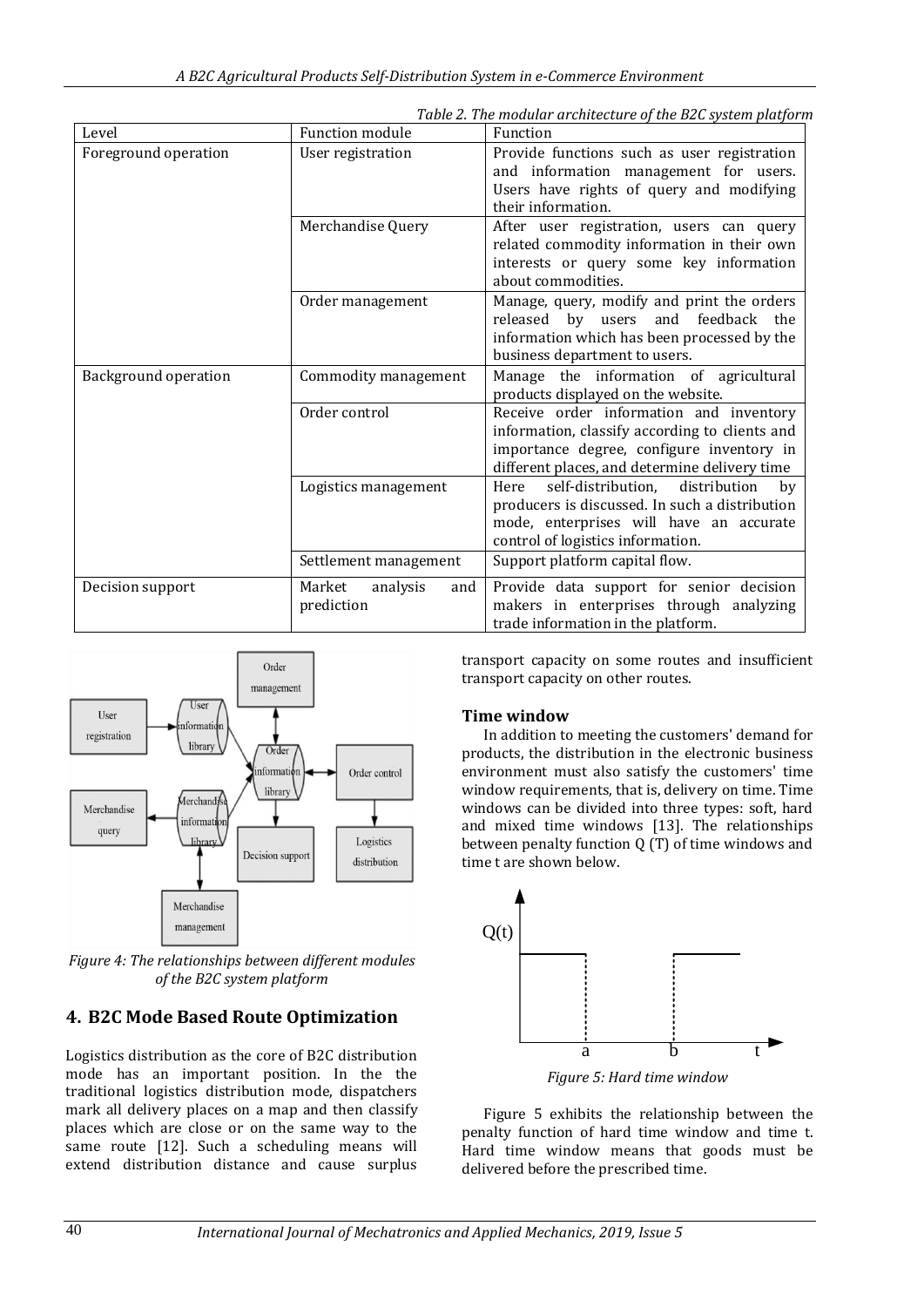*Table 2. The modular architecture of the B2C system platform*

| Level | Function module | Function |
|---|---|---|
| Foreground operation | User registration | Provide functions such as user registration and information management for users. Users have rights of query and modifying their information. |
| | Merchandise Query | After user registration, users can query related commodity information in their own interests or query some key information about commodities. |
| | Order management | Manage, query, modify and print the orders released by users and feedback the information which has been processed by the business department to users. |
| Background operation | Commodity management | Manage the information of agricultural products displayed on the website. |
| | Order control | Receive order information and inventory information, classify according to clients and importance degree, configure inventory in different places, and determine delivery time |
| | Logistics management | Here self-distribution, distribution by producers is discussed. In such a distribution mode, enterprises will have an accurate control of logistics information. |
| | Settlement management | Support platform capital flow. |
| Decision support | Market analysis and prediction | Provide data support for senior decision makers in enterprises through analyzing trade information in the platform. |

*Figure 4: The relationships between different modules of the B2C system platform*

## 4. B2C Mode Based Route Optimization

Logistics distribution as the core of B2C distribution mode has an important position. In the the traditional logistics distribution mode, dispatchers mark all delivery places on a map and then classify places which are close or on the same way to the same route [12]. Such a scheduling means will extend distribution distance and cause surplus transport capacity on some routes and insufficient transport capacity on other routes.

### Time window

In addition to meeting the customers' demand for products, the distribution in the electronic business environment must also satisfy the customers' time window requirements, that is, delivery on time. Time windows can be divided into three types: soft, hard and mixed time windows [13]. The relationships between penalty function Q (T) of time windows and time t are shown below.

*Figure 5: Hard time window*

Figure 5 exhibits the relationship between the penalty function of hard time window and time t. Hard time window means that goods must be delivered before the prescribed time.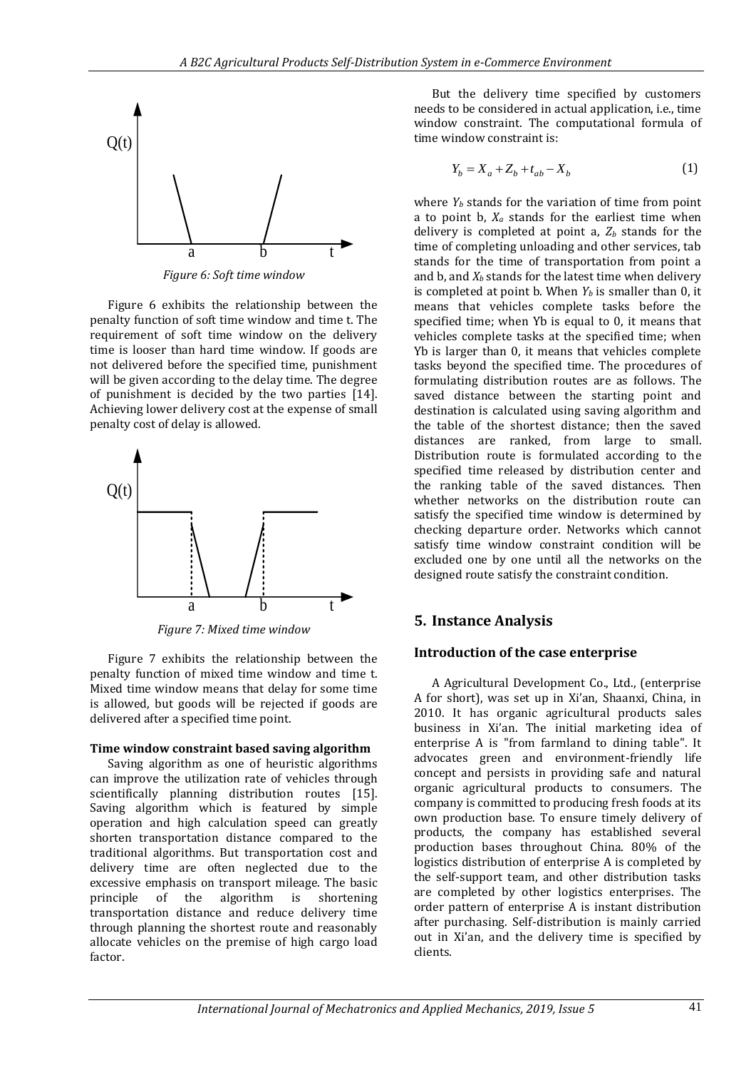*Figure 6: Soft time window*

Figure 6 exhibits the relationship between the penalty function of soft time window and time t. The requirement of soft time window on the delivery time is looser than hard time window. If goods are not delivered before the specified time, punishment will be given according to the delay time. The degree of punishment is decided by the two parties [14]. Achieving lower delivery cost at the expense of small penalty cost of delay is allowed.

*Figure 7: Mixed time window*

Figure 7 exhibits the relationship between the penalty function of mixed time window and time t. Mixed time window means that delay for some time is allowed, but goods will be rejected if goods are delivered after a specified time point.

**Time window constraint based saving algorithm**

Saving algorithm as one of heuristic algorithms can improve the utilization rate of vehicles through scientifically planning distribution routes [15]. Saving algorithm which is featured by simple operation and high calculation speed can greatly shorten transportation distance compared to the traditional algorithms. But transportation cost and delivery time are often neglected due to the excessive emphasis on transport mileage. The basic principle of the algorithm is shortening transportation distance and reduce delivery time through planning the shortest route and reasonably allocate vehicles on the premise of high cargo load factor.

But the delivery time specified by customers needs to be considered in actual application, i.e., time window constraint. The computational formula of time window constraint is:

$$Y_b = X_a + Z_b + t_{ab} - X_b \tag{1}$$

where $Y_b$ stands for the variation of time from point a to point b, $X_a$ stands for the earliest time when delivery is completed at point a, $Z_b$ stands for the time of completing unloading and other services, tab stands for the time of transportation from point a and b, and $X_b$ stands for the latest time when delivery is completed at point b. When $Y_b$ is smaller than 0, it means that vehicles complete tasks before the specified time; when Yb is equal to 0, it means that vehicles complete tasks at the specified time; when Yb is larger than 0, it means that vehicles complete tasks beyond the specified time. The procedures of formulating distribution routes are as follows. The saved distance between the starting point and destination is calculated using saving algorithm and the table of the shortest distance; then the saved distances are ranked, from large to small. Distribution route is formulated according to the specified time released by distribution center and the ranking table of the saved distances. Then whether networks on the distribution route can satisfy the specified time window is determined by checking departure order. Networks which cannot satisfy time window constraint condition will be excluded one by one until all the networks on the designed route satisfy the constraint condition.

## 5. Instance Analysis

### Introduction of the case enterprise

A Agricultural Development Co., Ltd., (enterprise A for short), was set up in Xi'an, Shaanxi, China, in 2010. It has organic agricultural products sales business in Xi'an. The initial marketing idea of enterprise A is "from farmland to dining table". It advocates green and environment-friendly life concept and persists in providing safe and natural organic agricultural products to consumers. The company is committed to producing fresh foods at its own production base. To ensure timely delivery of products, the company has established several production bases throughout China. 80% of the logistics distribution of enterprise A is completed by the self-support team, and other distribution tasks are completed by other logistics enterprises. The order pattern of enterprise A is instant distribution after purchasing. Self-distribution is mainly carried out in Xi'an, and the delivery time is specified by clients.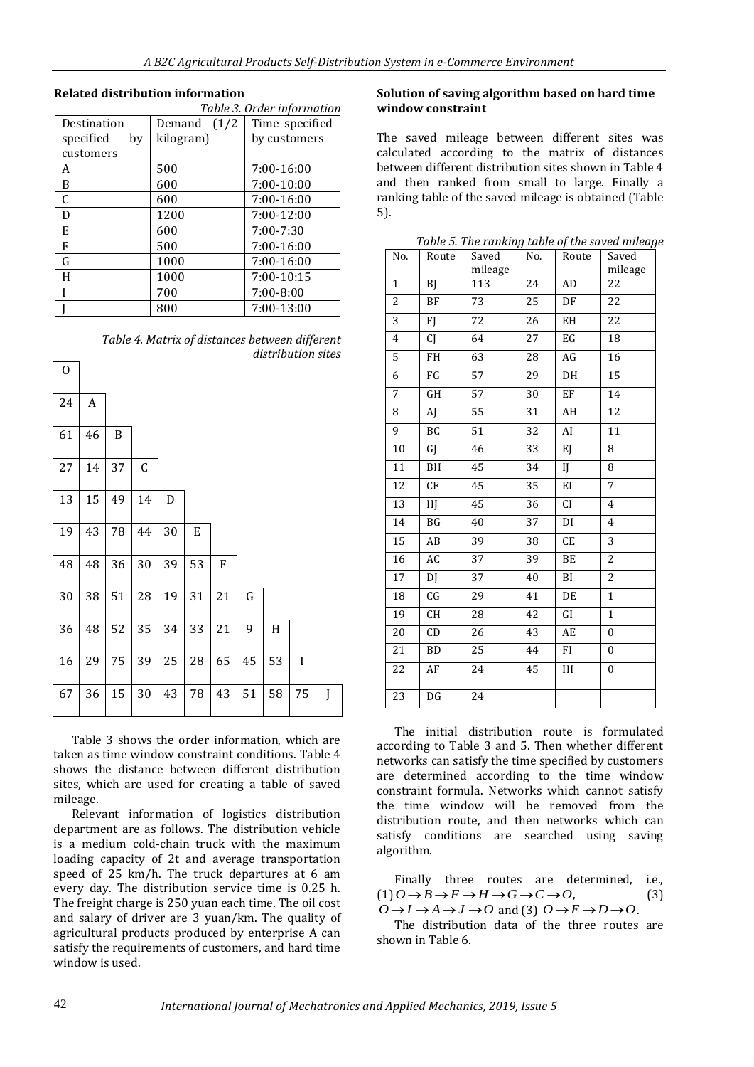### Related distribution information

*Table 3. Order information*

| Destination specified by customers | Demand (1/2 kilogram) | Time specified by customers |
|---|---|---|
| A | 500 | 7:00-16:00 |
| B | 600 | 7:00-10:00 |
| C | 600 | 7:00-16:00 |
| D | 1200 | 7:00-12:00 |
| E | 600 | 7:00-7:30 |
| F | 500 | 7:00-16:00 |
| G | 1000 | 7:00-16:00 |
| H | 1000 | 7:00-10:15 |
| I | 700 | 7:00-8:00 |
| J | 800 | 7:00-13:00 |

*Table 4. Matrix of distances between different distribution sites*

| O | | | | | | | | | | |
|---|---|---|---|---|---|---|---|---|---|---|
| 24 | A | | | | | | | | | |
| 61 | 46 | B | | | | | | | | |
| 27 | 14 | 37 | C | | | | | | | |
| 13 | 15 | 49 | 14 | D | | | | | | |
| 19 | 43 | 78 | 44 | 30 | E | | | | | |
| 48 | 48 | 36 | 30 | 39 | 53 | F | | | | |
| 30 | 38 | 51 | 28 | 19 | 31 | 21 | G | | | |
| 36 | 48 | 52 | 35 | 34 | 33 | 21 | 9 | H | | |
| 16 | 29 | 75 | 39 | 25 | 28 | 65 | 45 | 53 | I | |
| 67 | 36 | 15 | 30 | 43 | 78 | 43 | 51 | 58 | 75 | J |

Table 3 shows the order information, which are taken as time window constraint conditions. Table 4 shows the distance between different distribution sites, which are used for creating a table of saved mileage.

Relevant information of logistics distribution department are as follows. The distribution vehicle is a medium cold-chain truck with the maximum loading capacity of 2t and average transportation speed of 25 km/h. The truck departures at 6 am every day. The distribution service time is 0.25 h. The freight charge is 250 yuan each time. The oil cost and salary of driver are 3 yuan/km. The quality of agricultural products produced by enterprise A can satisfy the requirements of customers, and hard time window is used.

### Solution of saving algorithm based on hard time window constraint

The saved mileage between different sites was calculated according to the matrix of distances between different distribution sites shown in Table 4 and then ranked from small to large. Finally a ranking table of the saved mileage is obtained (Table 5).

*Table 5. The ranking table of the saved mileage*

| No. | Route | Saved mileage | No. | Route | Saved mileage |
|---|---|---|---|---|---|
| 1 | BJ | 113 | 24 | AD | 22 |
| 2 | BF | 73 | 25 | DF | 22 |
| 3 | FJ | 72 | 26 | EH | 22 |
| 4 | CJ | 64 | 27 | EG | 18 |
| 5 | FH | 63 | 28 | AG | 16 |
| 6 | FG | 57 | 29 | DH | 15 |
| 7 | GH | 57 | 30 | EF | 14 |
| 8 | AJ | 55 | 31 | AH | 12 |
| 9 | BC | 51 | 32 | AI | 11 |
| 10 | GJ | 46 | 33 | EJ | 8 |
| 11 | BH | 45 | 34 | IJ | 8 |
| 12 | CF | 45 | 35 | EI | 7 |
| 13 | HJ | 45 | 36 | CI | 4 |
| 14 | BG | 40 | 37 | DI | 4 |
| 15 | AB | 39 | 38 | CE | 3 |
| 16 | AC | 37 | 39 | BE | 2 |
| 17 | DJ | 37 | 40 | BI | 2 |
| 18 | CG | 29 | 41 | DE | 1 |
| 19 | CH | 28 | 42 | GI | 1 |
| 20 | CD | 26 | 43 | AE | 0 |
| 21 | BD | 25 | 44 | FI | 0 |
| 22 | AF | 24 | 45 | HI | 0 |
| 23 | DG | 24 | | | |

The initial distribution route is formulated according to Table 3 and 5. Then whether different networks can satisfy the time specified by customers are determined according to the time window constraint formula. Networks which cannot satisfy the time window will be removed from the distribution route, and then networks which can satisfy conditions are searched using saving algorithm.

Finally three routes are determined, i.e., (1) $O \rightarrow B \rightarrow F \rightarrow H \rightarrow G \rightarrow C \rightarrow O$, (3) $O \rightarrow I \rightarrow A \rightarrow J \rightarrow O$ and (3) $O \rightarrow E \rightarrow D \rightarrow O$.

The distribution data of the three routes are shown in Table 6.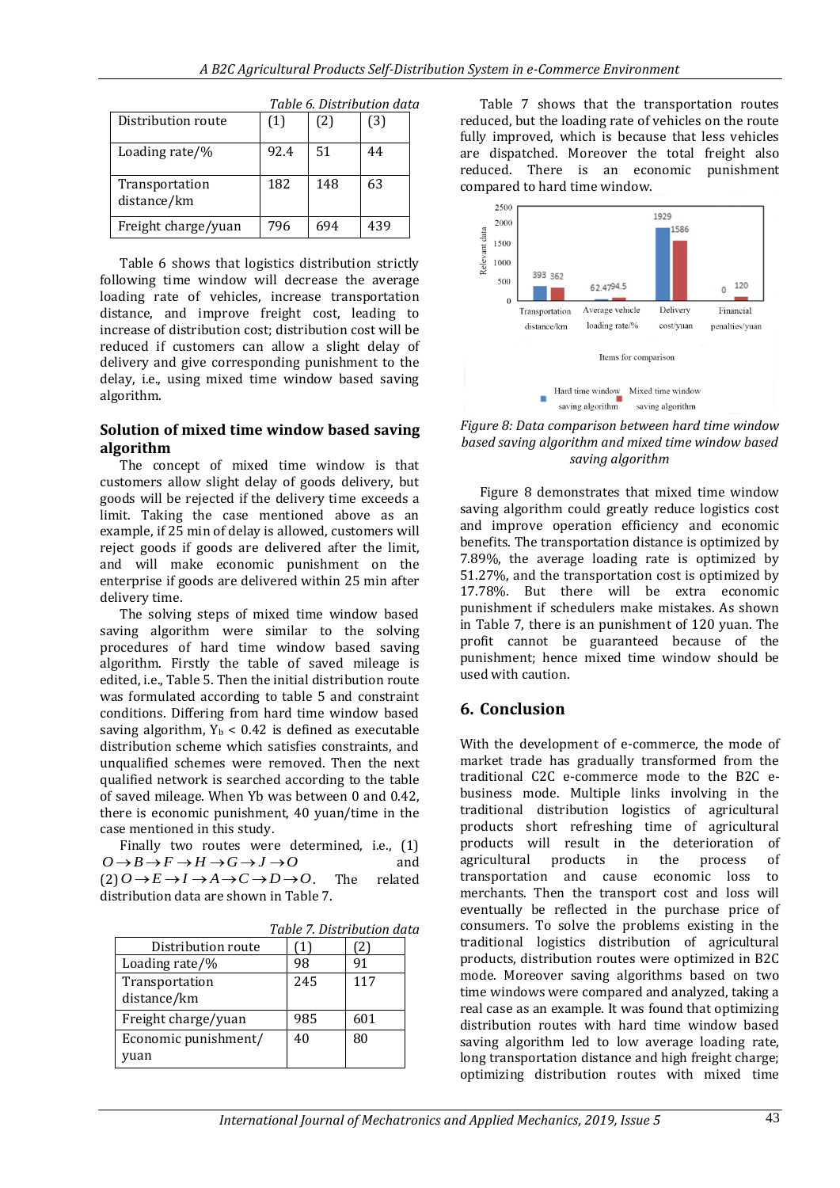Table 6. Distribution data

| Distribution route | (1) | (2) | (3) |
|---|---|---|---|
| Loading rate/% | 92.4 | 51 | 44 |
| Transportation distance/km | 182 | 148 | 63 |
| Freight charge/yuan | 796 | 694 | 439 |

Table 6 shows that logistics distribution strictly following time window will decrease the average loading rate of vehicles, increase transportation distance, and improve freight cost, leading to increase of distribution cost; distribution cost will be reduced if customers can allow a slight delay of delivery and give corresponding punishment to the delay, i.e., using mixed time window based saving algorithm.

## Solution of mixed time window based saving algorithm

The concept of mixed time window is that customers allow slight delay of goods delivery, but goods will be rejected if the delivery time exceeds a limit. Taking the case mentioned above as an example, if 25 min of delay is allowed, customers will reject goods if goods are delivered after the limit, and will make economic punishment on the enterprise if goods are delivered within 25 min after delivery time.

The solving steps of mixed time window based saving algorithm were similar to the solving procedures of hard time window based saving algorithm. Firstly the table of saved mileage is edited, i.e., Table 5. Then the initial distribution route was formulated according to table 5 and constraint conditions. Differing from hard time window based saving algorithm, $Y_b < 0.42$ is defined as executable distribution scheme which satisfies constraints, and unqualified schemes were removed. Then the next qualified network is searched according to the table of saved mileage. When Yb was between 0 and 0.42, there is economic punishment, 40 yuan/time in the case mentioned in this study.

Finally two routes were determined, i.e., (1) $O \to B \to F \to H \to G \to J \to O$ and (2) $O \to E \to I \to A \to C \to D \to O$. The related distribution data are shown in Table 7.

Table 7. Distribution data

| Distribution route | (1) | (2) |
|---|---|---|
| Loading rate/% | 98 | 91 |
| Transportation distance/km | 245 | 117 |
| Freight charge/yuan | 985 | 601 |
| Economic punishment/ yuan | 40 | 80 |

Table 7 shows that the transportation routes reduced, but the loading rate of vehicles on the route fully improved, which is because that less vehicles are dispatched. Moreover the total freight also reduced. There is an economic punishment compared to hard time window.

Figure 8: Data comparison between hard time window based saving algorithm and mixed time window based saving algorithm

Figure 8 demonstrates that mixed time window saving algorithm could greatly reduce logistics cost and improve operation efficiency and economic benefits. The transportation distance is optimized by 7.89%, the average loading rate is optimized by 51.27%, and the transportation cost is optimized by 17.78%. But there will be extra economic punishment if schedulers make mistakes. As shown in Table 7, there is an punishment of 120 yuan. The profit cannot be guaranteed because of the punishment; hence mixed time window should be used with caution.

## 6. Conclusion

With the development of e-commerce, the mode of market trade has gradually transformed from the traditional C2C e-commerce mode to the B2C e-business mode. Multiple links involving in the traditional distribution logistics of agricultural products short refreshing time of agricultural products will result in the deterioration of agricultural products in the process of transportation and cause economic loss to merchants. Then the transport cost and loss will eventually be reflected in the purchase price of consumers. To solve the problems existing in the traditional logistics distribution of agricultural products, distribution routes were optimized in B2C mode. Moreover saving algorithms based on two time windows were compared and analyzed, taking a real case as an example. It was found that optimizing distribution routes with hard time window based saving algorithm led to low average loading rate, long transportation distance and high freight charge; optimizing distribution routes with mixed time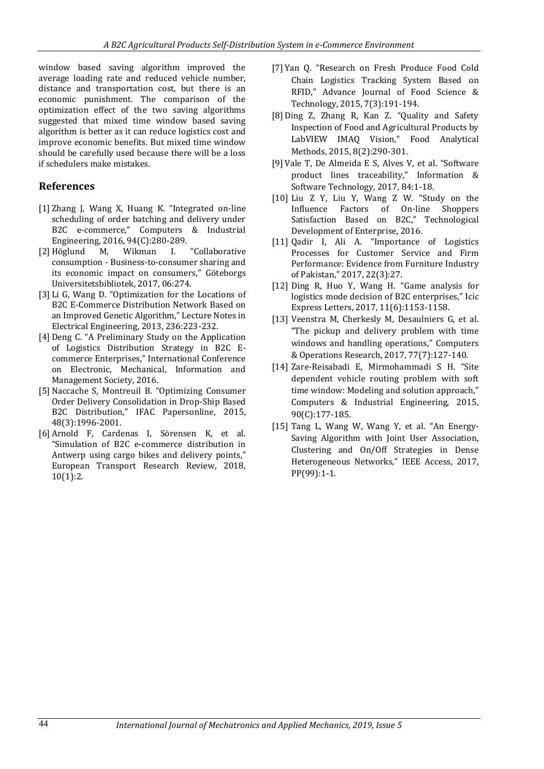window based saving algorithm improved the average loading rate and reduced vehicle number, distance and transportation cost, but there is an economic punishment. The comparison of the optimization effect of the two saving algorithms suggested that mixed time window based saving algorithm is better as it can reduce logistics cost and improve economic benefits. But mixed time window should be carefully used because there will be a loss if schedulers make mistakes.

## References

[1] Zhang J, Wang X, Huang K. "Integrated on-line scheduling of order batching and delivery under B2C e-commerce," Computers & Industrial Engineering, 2016, 94(C):280-289.

[2] Höglund M, Wikman I. "Collaborative consumption - Business-to-consumer sharing and its economic impact on consumers," Göteborgs Universitetsbibliotek, 2017, 06:274.

[3] Li G, Wang D. "Optimization for the Locations of B2C E-Commerce Distribution Network Based on an Improved Genetic Algorithm," Lecture Notes in Electrical Engineering, 2013, 236:223-232.

[4] Deng C. "A Preliminary Study on the Application of Logistics Distribution Strategy in B2C E-commerce Enterprises," International Conference on Electronic, Mechanical, Information and Management Society, 2016.

[5] Naccache S, Montreuil B. "Optimizing Consumer Order Delivery Consolidation in Drop-Ship Based B2C Distribution," IFAC Papersonline, 2015, 48(3):1996-2001.

[6] Arnold F, Cardenas I, Sörensen K, et al. "Simulation of B2C e-commerce distribution in Antwerp using cargo bikes and delivery points," European Transport Research Review, 2018, 10(1):2.

[7] Yan Q. "Research on Fresh Produce Food Cold Chain Logistics Tracking System Based on RFID," Advance Journal of Food Science & Technology, 2015, 7(3):191-194.

[8] Ding Z, Zhang R, Kan Z. "Quality and Safety Inspection of Food and Agricultural Products by LabVIEW IMAQ Vision," Food Analytical Methods, 2015, 8(2):290-301.

[9] Vale T, De Almeida E S, Alves V, et al. "Software product lines traceability," Information & Software Technology, 2017, 84:1-18.

[10] Liu Z Y, Liu Y, Wang Z W. "Study on the Influence Factors of On-line Shoppers Satisfaction Based on B2C," Technological Development of Enterprise, 2016.

[11] Qadir I, Ali A. "Importance of Logistics Processes for Customer Service and Firm Performance: Evidence from Furniture Industry of Pakistan," 2017, 22(3):27.

[12] Ding R, Huo Y, Wang H. "Game analysis for logistics mode decision of B2C enterprises," Icic Express Letters, 2017, 11(6):1153-1158.

[13] Veenstra M, Cherkesly M, Desaulniers G, et al. "The pickup and delivery problem with time windows and handling operations," Computers & Operations Research, 2017, 77(7):127-140.

[14] Zare-Reisabadi E, Mirmohammadi S H. "Site dependent vehicle routing problem with soft time window: Modeling and solution approach," Computers & Industrial Engineering, 2015, 90(C):177-185.

[15] Tang L, Wang W, Wang Y, et al. "An Energy-Saving Algorithm with Joint User Association, Clustering and On/Off Strategies in Dense Heterogeneous Networks," IEEE Access, 2017, PP(99):1-1.